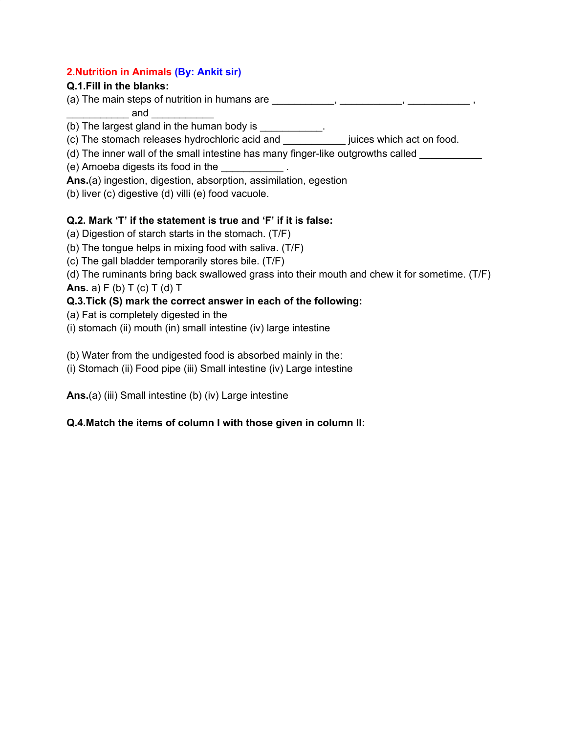## 2.Nutrition in Animals (By: Ankit sir)

**Q.1.Fill in the blanks:**

(a) The main steps of nutrition in humans are ___________, ___________, ___________ , ___________ and ___________

(b) The largest gland in the human body is ___________.

(c) The stomach releases hydrochloric acid and ___________ juices which act on food.

(d) The inner wall of the small intestine has many finger-like outgrowths called ___________

(e) Amoeba digests its food in the ___________ .

**Ans.**(a) ingestion, digestion, absorption, assimilation, egestion

(b) liver (c) digestive (d) villi (e) food vacuole.

**Q.2. Mark 'T' if the statement is true and 'F' if it is false:**

(a) Digestion of starch starts in the stomach. (T/F)

(b) The tongue helps in mixing food with saliva. (T/F)

(c) The gall bladder temporarily stores bile. (T/F)

(d) The ruminants bring back swallowed grass into their mouth and chew it for sometime. (T/F)

**Ans.** a) F (b) T (c) T (d) T

**Q.3.Tick (S) mark the correct answer in each of the following:**

(a) Fat is completely digested in the

(i) stomach (ii) mouth (in) small intestine (iv) large intestine

(b) Water from the undigested food is absorbed mainly in the:

(i) Stomach (ii) Food pipe (iii) Small intestine (iv) Large intestine

**Ans.**(a) (iii) Small intestine (b) (iv) Large intestine

**Q.4.Match the items of column I with those given in column II:**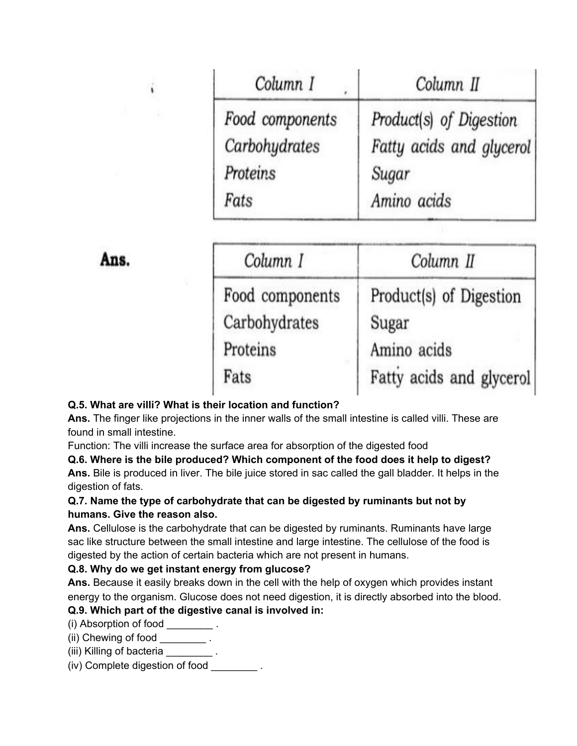| Column I | Column II |
| --- | --- |
| Food components | Product(s) of Digestion |
| Carbohydrates | Fatty acids and glycerol |
| Proteins | Sugar |
| Fats | Amino acids |

**Ans.**

| Column I | Column II |
| --- | --- |
| Food components | Product(s) of Digestion |
| Carbohydrates | Sugar |
| Proteins | Amino acids |
| Fats | Fatty acids and glycerol |

**Q.5. What are villi? What is their location and function?**

**Ans.** The finger like projections in the inner walls of the small intestine is called villi. These are found in small intestine.

Function: The villi increase the surface area for absorption of the digested food

**Q.6. Where is the bile produced? Which component of the food does it help to digest?**

**Ans.** Bile is produced in liver. The bile juice stored in sac called the gall bladder. It helps in the digestion of fats.

**Q.7. Name the type of carbohydrate that can be digested by ruminants but not by humans. Give the reason also.**

**Ans.** Cellulose is the carbohydrate that can be digested by ruminants. Ruminants have large sac like structure between the small intestine and large intestine. The cellulose of the food is digested by the action of certain bacteria which are not present in humans.

**Q.8. Why do we get instant energy from glucose?**

**Ans.** Because it easily breaks down in the cell with the help of oxygen which provides instant energy to the organism. Glucose does not need digestion, it is directly absorbed into the blood.

**Q.9. Which part of the digestive canal is involved in:**

(i) Absorption of food ________ .

(ii) Chewing of food ________ .

(iii) Killing of bacteria ________ .

(iv) Complete digestion of food ________ .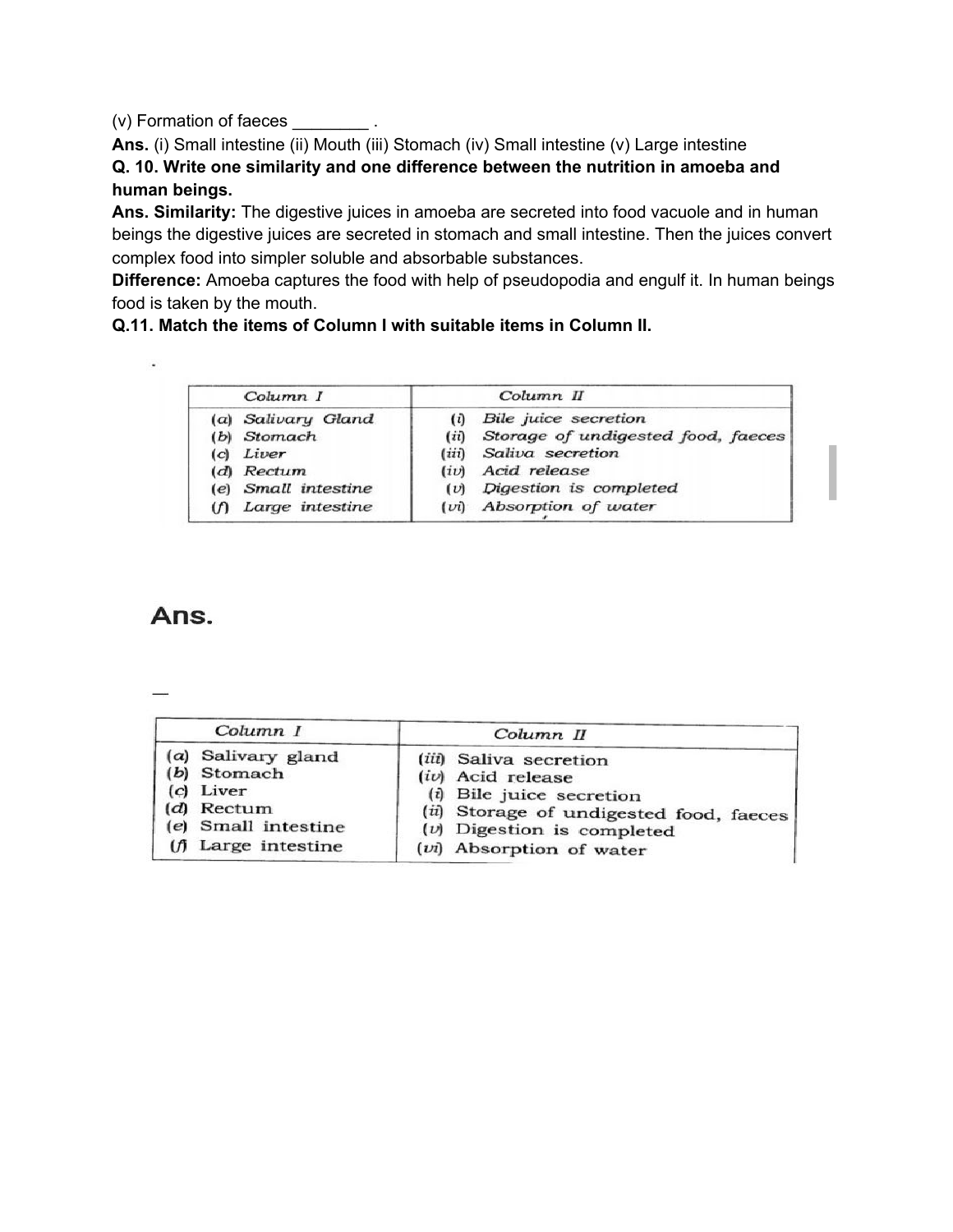(v) Formation of faeces ________ .

**Ans.** (i) Small intestine (ii) Mouth (iii) Stomach (iv) Small intestine (v) Large intestine

**Q. 10. Write one similarity and one difference between the nutrition in amoeba and human beings.**

**Ans. Similarity:** The digestive juices in amoeba are secreted into food vacuole and in human beings the digestive juices are secreted in stomach and small intestine. Then the juices convert complex food into simpler soluble and absorbable substances.

**Difference:** Amoeba captures the food with help of pseudopodia and engulf it. In human beings food is taken by the mouth.

**Q.11. Match the items of Column I with suitable items in Column II.**

| Column I | Column II |
|---|---|
| (a) Salivary Gland | (i) Bile juice secretion |
| (b) Stomach | (ii) Storage of undigested food, faeces |
| (c) Liver | (iii) Saliva secretion |
| (d) Rectum | (iv) Acid release |
| (e) Small intestine | (v) Digestion is completed |
| (f) Large intestine | (vi) Absorption of water |

**Ans.**

| Column I | Column II |
|---|---|
| (a) Salivary gland | (iii) Saliva secretion |
| (b) Stomach | (iv) Acid release |
| (c) Liver | (i) Bile juice secretion |
| (d) Rectum | (ii) Storage of undigested food, faeces |
| (e) Small intestine | (v) Digestion is completed |
| (f) Large intestine | (vi) Absorption of water |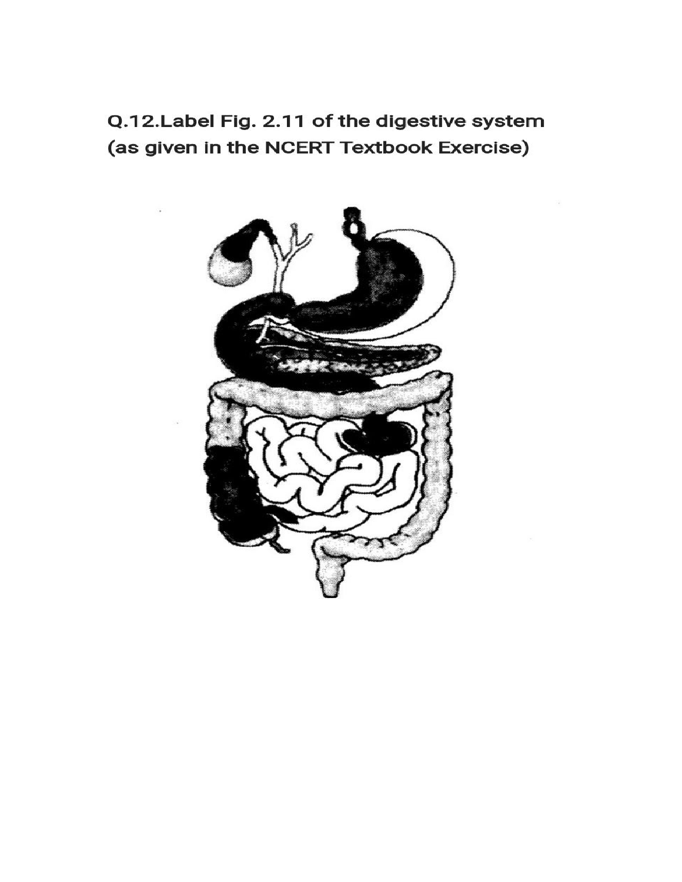**Q.12.Label Fig. 2.11 of the digestive system (as given in the NCERT Textbook Exercise)**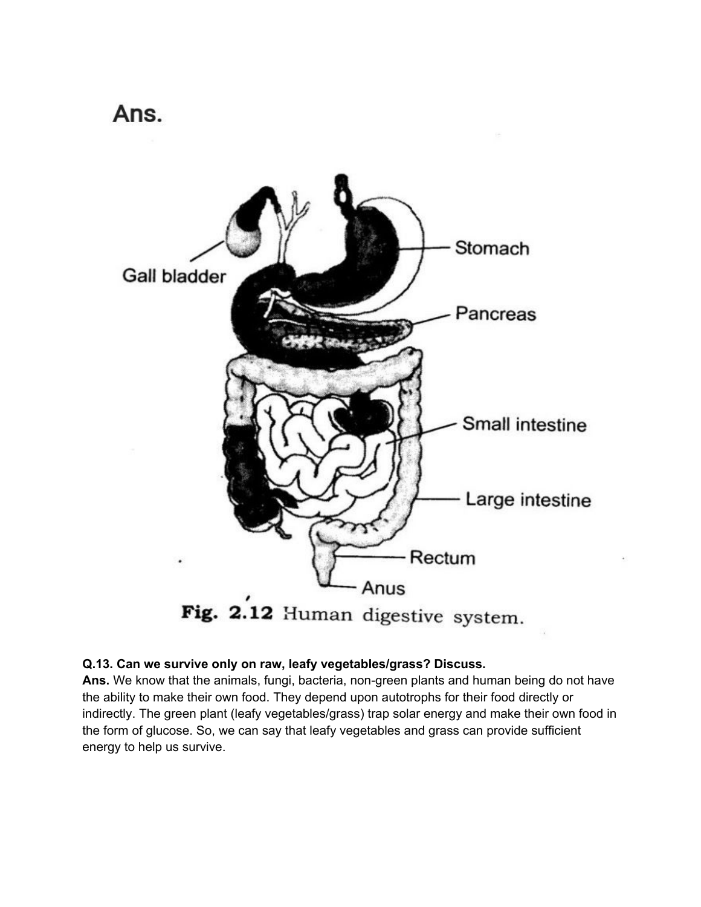Ans.

Gall bladder

Stomach

Pancreas

Small intestine

Large intestine

Rectum

Anus

**Fig. 2.12** Human digestive system.

**Q.13. Can we survive only on raw, leafy vegetables/grass? Discuss.**

**Ans.** We know that the animals, fungi, bacteria, non-green plants and human being do not have the ability to make their own food. They depend upon autotrophs for their food directly or indirectly. The green plant (leafy vegetables/grass) trap solar energy and make their own food in the form of glucose. So, we can say that leafy vegetables and grass can provide sufficient energy to help us survive.